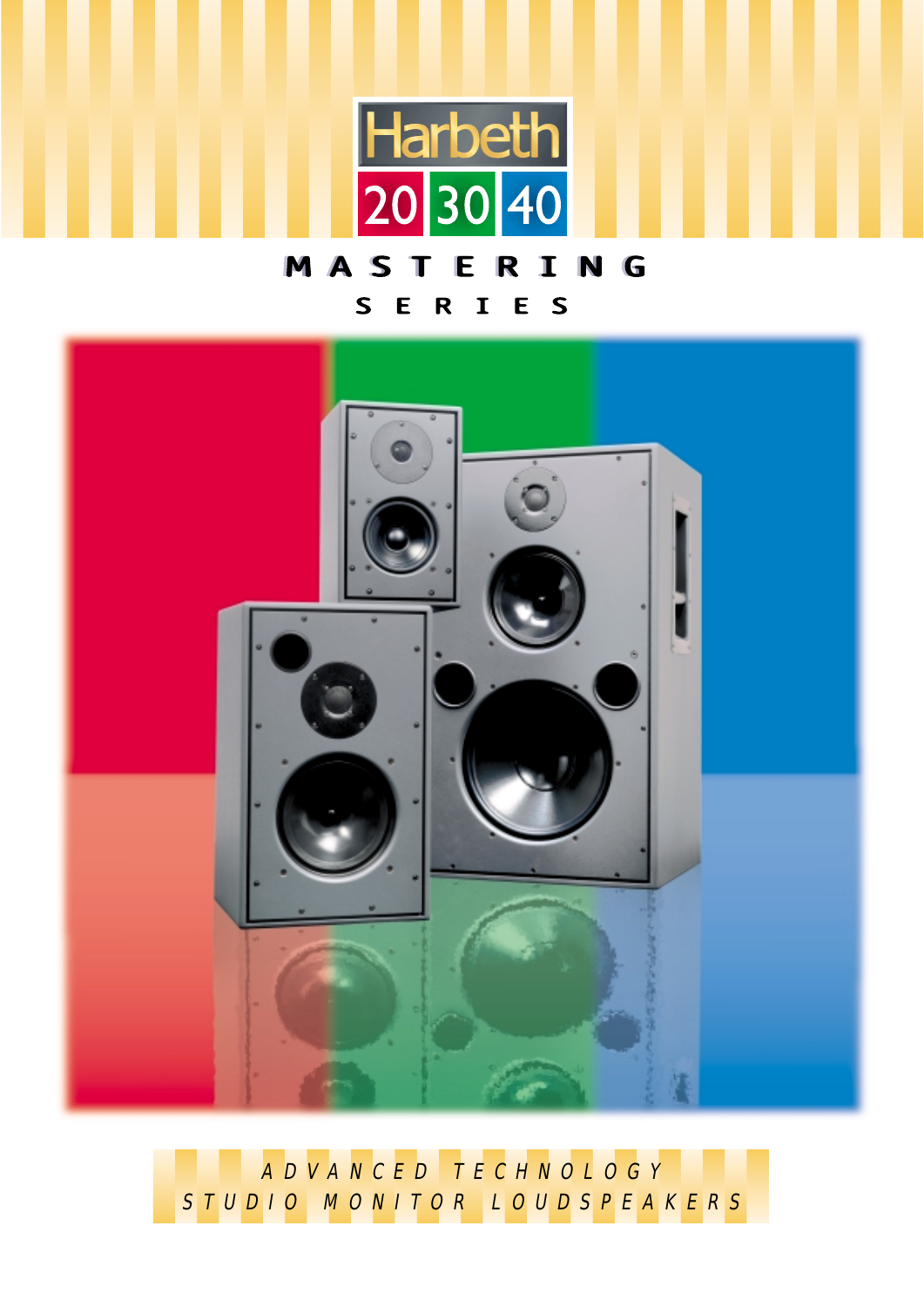# Harbeth

## 20 30 40

## MASTERING SERIES

*ADVANCED TECHNOLOGY*
*STUDIO MONITOR LOUDSPEAKERS*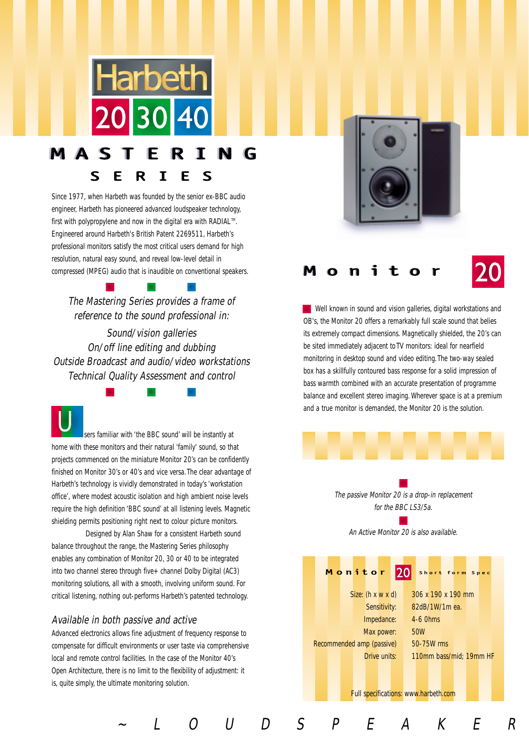# Harbeth 20 30 40

## MASTERING SERIES

Since 1977, when Harbeth was founded by the senior ex-BBC audio engineer, Harbeth has pioneered advanced loudspeaker technology, first with polypropylene and now in the digital era with RADIAL™. Engineered around Harbeth's British Patent 2269511, Harbeth's professional monitors satisfy the most critical users demand for high resolution, natural easy sound, and reveal low-level detail in compressed (MPEG) audio that is inaudible on conventional speakers.

*The Mastering Series provides a frame of reference to the sound professional in:*

*Sound/vision galleries*
*On/off line editing and dubbing*
*Outside Broadcast and audio/video workstations*
*Technical Quality Assessment and control*

Users familiar with 'the BBC sound' will be instantly at home with these monitors and their natural 'family' sound, so that projects commenced on the miniature Monitor 20's can be confidently finished on Monitor 30's or 40's and vice versa. The clear advantage of Harbeth's technology is vividly demonstrated in today's 'workstation office', where modest acoustic isolation and high ambient noise levels require the high definition 'BBC sound' at all listening levels. Magnetic shielding permits positioning right next to colour picture monitors.

Designed by Alan Shaw for a consistent Harbeth sound balance throughout the range, the Mastering Series philosophy enables any combination of Monitor 20, 30 or 40 to be integrated into two channel stereo through five+ channel Dolby Digital (AC3) monitoring solutions, all with a smooth, involving uniform sound. For critical listening, nothing out-performs Harbeth's patented technology.

### *Available in both passive and active*

Advanced electronics allows fine adjustment of frequency response to compensate for difficult environments or user taste via comprehensive local and remote control facilities. In the case of the Monitor 40's Open Architecture, there is no limit to the flexibility of adjustment: it is, quite simply, the ultimate monitoring solution.

## Monitor 20

Well known in sound and vision galleries, digital workstations and OB's, the Monitor 20 offers a remarkably full scale sound that belies its extremely compact dimensions. Magnetically shielded, the 20's can be sited immediately adjacent to TV monitors: ideal for nearfield monitoring in desktop sound and video editing. The two-way sealed box has a skillfully contoured bass response for a solid impression of bass warmth combined with an accurate presentation of programme balance and excellent stereo imaging. Wherever space is at a premium and a true monitor is demanded, the Monitor 20 is the solution.

*The passive Monitor 20 is a drop-in replacement for the BBC LS3/5a.*

*An Active Monitor 20 is also available.*

### Monitor 20 Short form Spec

| | |
|---|---|
| Size: (h x w x d) | 306 x 190 x 190 mm |
| Sensitivity: | 82dB/1W/1m ea. |
| Impedance: | 4-6 Ohms |
| Max power: | 50W |
| Recommended amp (passive) | 50-75W rms |
| Drive units: | 110mm bass/mid; 19mm HF |

Full specifications: www.harbeth.com

~ L O U D S P E A K E R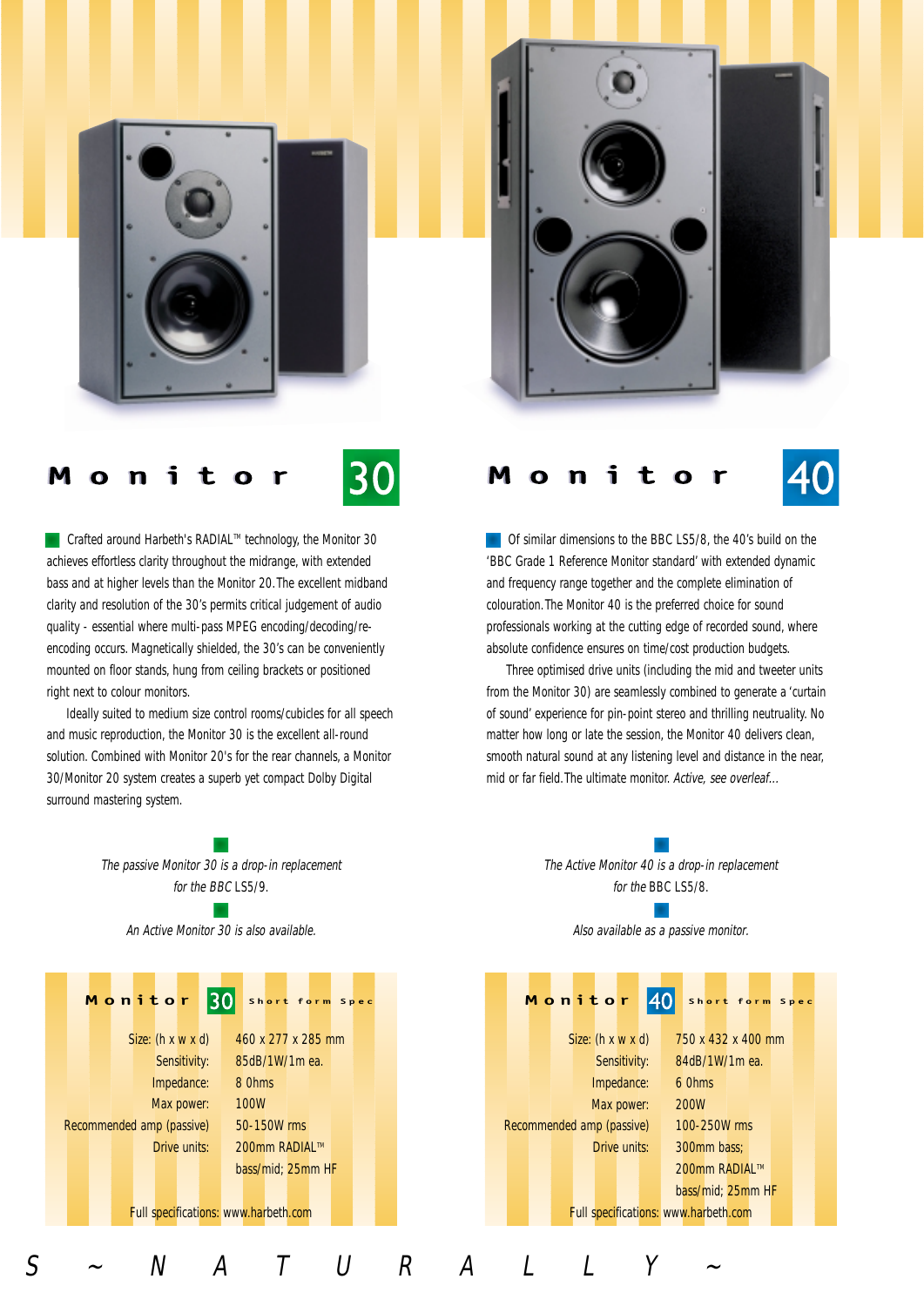## Monitor 30

Crafted around Harbeth's RADIAL™ technology, the Monitor 30 achieves effortless clarity throughout the midrange, with extended bass and at higher levels than the Monitor 20. The excellent midband clarity and resolution of the 30's permits critical judgement of audio quality - essential where multi-pass MPEG encoding/decoding/re-encoding occurs. Magnetically shielded, the 30's can be conveniently mounted on floor stands, hung from ceiling brackets or positioned right next to colour monitors.

Ideally suited to medium size control rooms/cubicles for all speech and music reproduction, the Monitor 30 is the excellent all-round solution. Combined with Monitor 20's for the rear channels, a Monitor 30/Monitor 20 system creates a superb yet compact Dolby Digital surround mastering system.

*The passive Monitor 30 is a drop-in replacement for the BBC* LS5/9.

*An Active Monitor 30 is also available.*

### Monitor 30 short form spec

| | |
|---|---|
| Size: (h x w x d) | 460 x 277 x 285 mm |
| Sensitivity: | 85dB/1W/1m ea. |
| Impedance: | 8 Ohms |
| Max power: | 100W |
| Recommended amp (passive) | 50-150W rms |
| Drive units: | 200mm RADIAL™ bass/mid; 25mm HF |

Full specifications: www.harbeth.com

## Monitor 40

Of similar dimensions to the BBC LS5/8, the 40's build on the 'BBC Grade 1 Reference Monitor standard' with extended dynamic and frequency range together and the complete elimination of colouration. The Monitor 40 is the preferred choice for sound professionals working at the cutting edge of recorded sound, where absolute confidence ensures on time/cost production budgets.

Three optimised drive units (including the mid and tweeter units from the Monitor 30) are seamlessly combined to generate a 'curtain of sound' experience for pin-point stereo and thrilling neutruality. No matter how long or late the session, the Monitor 40 delivers clean, smooth natural sound at any listening level and distance in the near, mid or far field. The ultimate monitor. *Active, see overleaf...*

*The Active Monitor 40 is a drop-in replacement for the* BBC LS5/8.

*Also available as a passive monitor.*

### Monitor 40 short form spec

| | |
|---|---|
| Size: (h x w x d) | 750 x 432 x 400 mm |
| Sensitivity: | 84dB/1W/1m ea. |
| Impedance: | 6 Ohms |
| Max power: | 200W |
| Recommended amp (passive) | 100-250W rms |
| Drive units: | 300mm bass; 200mm RADIAL™ bass/mid; 25mm HF |

Full specifications: www.harbeth.com

S ~ N A T U R A L L Y ~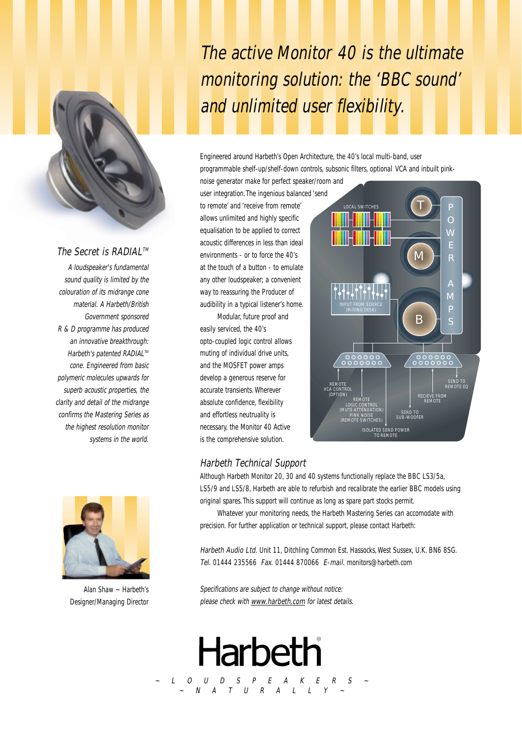# *The active Monitor 40 is the ultimate monitoring solution: the 'BBC sound' and unlimited user flexibility.*

## *The Secret is RADIAL™*

*A loudspeaker's fundamental sound quality is limited by the colouration of its midrange cone material. A Harbeth/British Government sponsored R & D programme has produced an innovative breakthrough: Harbeth's patented RADIAL™ cone. Engineered from basic polymeric molecules upwards for superb acoustic properties, the clarity and detail of the midrange confirms the Mastering Series as the highest resolution monitor systems in the world.*

Engineered around Harbeth's Open Architecture, the 40's local multi-band, user programmable shelf-up/shelf-down controls, subsonic filters, optional VCA and inbuilt pink-noise generator make for perfect speaker/room and user integration. The ingenious balanced 'send to remote' and 'receive from remote' allows unlimited and highly specific equalisation to be applied to correct acoustic differences in less than ideal environments - or to force the 40's at the touch of a button - to emulate any other loudspeaker; a convenient way to reassuring the Producer of audibility in a typical listener's home.

Modular, future proof and easily serviced, the 40's opto-coupled logic control allows muting of individual drive units, and the MOSFET power amps develop a generous reserve for accurate transients. Wherever absolute confidence, flexibility and effortless neutrality is necessary, the Monitor 40 Active is the comprehensive solution.

LOCAL SWITCHES
T
M
B
POWER AMPS
INPUT FROM SOURCE (MIXING DESK)
REMOTE VCA CONTROL (OPTION)
REMOTE LOGIC CONTROL (MUTE ATTENUATION) PINK NOISE (REMOTE SWITCHES)
SEND TO SUB-WOOFER
RECIEVE FROM REMOTE
SEND TO REMOTE EQ
ISOLATED SEND POWER TO REMOTE

## *Harbeth Technical Support*

Although Harbeth Monitor 20, 30 and 40 systems functionally replace the BBC LS3/5a, LS5/9 and LS5/8, Harbeth are able to refurbish and recalibrate the earlier BBC models using original spares. This support will continue as long as spare part stocks permit.

Whatever your monitoring needs, the Harbeth Mastering Series can accomodate with precision. For further application or technical support, please contact Harbeth:

*Harbeth Audio Ltd.* Unit 11, Ditchling Common Est. Hassocks, West Sussex, U.K. BN6 8SG.
*Tel.* 01444 235566 *Fax.* 01444 870066 *E-mail.* monitors@harbeth.com

*Specifications are subject to change without notice: please check with www.harbeth.com for latest details.*

Alan Shaw ~ Harbeth's Designer/Managing Director

Harbeth®

~ L O U D S P E A K E R S ~
~ N A T U R A L L Y ~